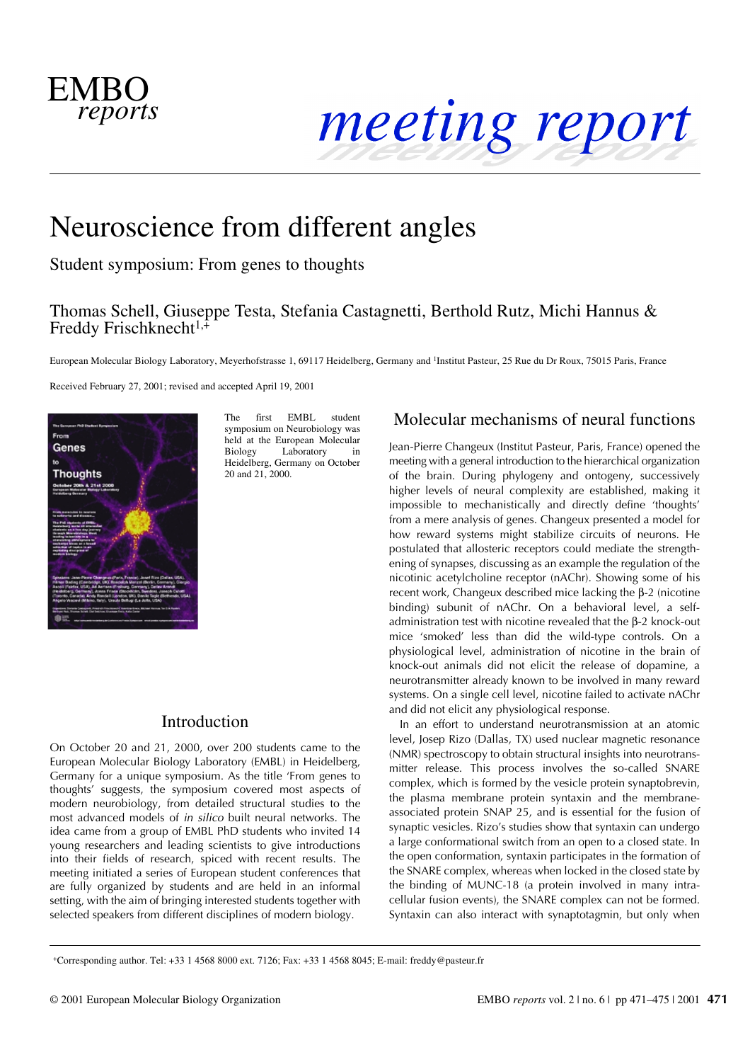# Neuroscience from different angles

## Student symposium: From genes to thoughts

Thomas Schell, Giuseppe Testa, Stefania Castagnetti, Berthold Rutz, Michi Hannus & Freddy Frischknecht[1,+]

European Molecular Biology Laboratory, Meyerhofstrasse 1, 69117 Heidelberg, Germany and [1]Institut Pasteur, 25 Rue du Dr Roux, 75015 Paris, France

Received February 27, 2001; revised and accepted April 19, 2001

The first EMBL student symposium on Neurobiology was held at the European Molecular Biology Laboratory in Heidelberg, Germany on October 20 and 21, 2000.

## Introduction

On October 20 and 21, 2000, over 200 students came to the European Molecular Biology Laboratory (EMBL) in Heidelberg, Germany for a unique symposium. As the title 'From genes to thoughts' suggests, the symposium covered most aspects of modern neurobiology, from detailed structural studies to the most advanced models of *in silico* built neural networks. The idea came from a group of EMBL PhD students who invited 14 young researchers and leading scientists to give introductions into their fields of research, spiced with recent results. The meeting initiated a series of European student conferences that are fully organized by students and are held in an informal setting, with the aim of bringing interested students together with selected speakers from different disciplines of modern biology.

## Molecular mechanisms of neural functions

Jean-Pierre Changeux (Institut Pasteur, Paris, France) opened the meeting with a general introduction to the hierarchical organization of the brain. During phylogeny and ontogeny, successively higher levels of neural complexity are established, making it impossible to mechanistically and directly define 'thoughts' from a mere analysis of genes. Changeux presented a model for how reward systems might stabilize circuits of neurons. He postulated that allosteric receptors could mediate the strengthening of synapses, discussing as an example the regulation of the nicotinic acetylcholine receptor (nAChr). Showing some of his recent work, Changeux described mice lacking the β-2 (nicotine binding) subunit of nAChr. On a behavioral level, a self-administration test with nicotine revealed that the β-2 knock-out mice 'smoked' less than did the wild-type controls. On a physiological level, administration of nicotine in the brain of knock-out animals did not elicit the release of dopamine, a neurotransmitter already known to be involved in many reward systems. On a single cell level, nicotine failed to activate nAChr and did not elicit any physiological response.

In an effort to understand neurotransmission at an atomic level, Josep Rizo (Dallas, TX) used nuclear magnetic resonance (NMR) spectroscopy to obtain structural insights into neurotransmitter release. This process involves the so-called SNARE complex, which is formed by the vesicle protein synaptobrevin, the plasma membrane protein syntaxin and the membrane-associated protein SNAP 25, and is essential for the fusion of synaptic vesicles. Rizo's studies show that syntaxin can undergo a large conformational switch from an open to a closed state. In the open conformation, syntaxin participates in the formation of the SNARE complex, whereas when locked in the closed state by the binding of MUNC-18 (a protein involved in many intracellular fusion events), the SNARE complex can not be formed. Syntaxin can also interact with synaptotagmin, but only when

+Corresponding author. Tel: +33 1 4568 8000 ext. 7126; Fax: +33 1 4568 8045; E-mail: freddy@pasteur.fr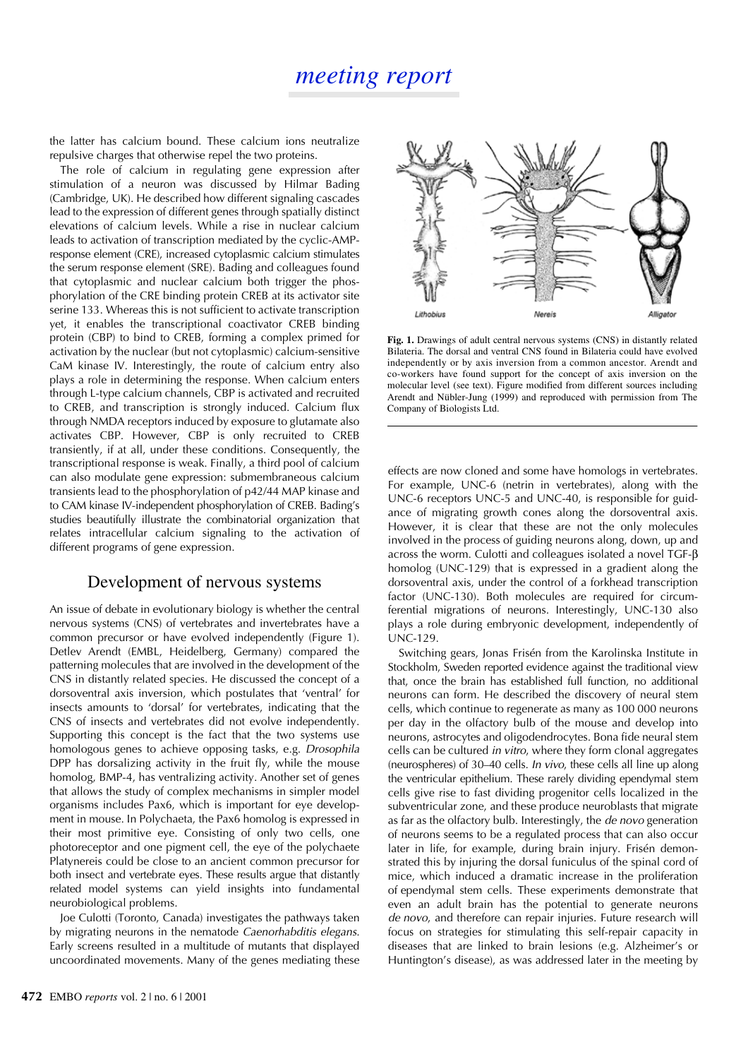the latter has calcium bound. These calcium ions neutralize repulsive charges that otherwise repel the two proteins.

The role of calcium in regulating gene expression after stimulation of a neuron was discussed by Hilmar Bading (Cambridge, UK). He described how different signaling cascades lead to the expression of different genes through spatially distinct elevations of calcium levels. While a rise in nuclear calcium leads to activation of transcription mediated by the cyclic-AMP-response element (CRE), increased cytoplasmic calcium stimulates the serum response element (SRE). Bading and colleagues found that cytoplasmic and nuclear calcium both trigger the phosphorylation of the CRE binding protein CREB at its activator site serine 133. Whereas this is not sufficient to activate transcription yet, it enables the transcriptional coactivator CREB binding protein (CBP) to bind to CREB, forming a complex primed for activation by the nuclear (but not cytoplasmic) calcium-sensitive CaM kinase IV. Interestingly, the route of calcium entry also plays a role in determining the response. When calcium enters through L-type calcium channels, CBP is activated and recruited to CREB, and transcription is strongly induced. Calcium flux through NMDA receptors induced by exposure to glutamate also activates CBP. However, CBP is only recruited to CREB transiently, if at all, under these conditions. Consequently, the transcriptional response is weak. Finally, a third pool of calcium can also modulate gene expression: submembraneous calcium transients lead to the phosphorylation of p42/44 MAP kinase and to CAM kinase IV-independent phosphorylation of CREB. Bading's studies beautifully illustrate the combinatorial organization that relates intracellular calcium signaling to the activation of different programs of gene expression.

## Development of nervous systems

An issue of debate in evolutionary biology is whether the central nervous systems (CNS) of vertebrates and invertebrates have a common precursor or have evolved independently (Figure 1). Detlev Arendt (EMBL, Heidelberg, Germany) compared the patterning molecules that are involved in the development of the CNS in distantly related species. He discussed the concept of a dorsoventral axis inversion, which postulates that 'ventral' for insects amounts to 'dorsal' for vertebrates, indicating that the CNS of insects and vertebrates did not evolve independently. Supporting this concept is the fact that the two systems use homologous genes to achieve opposing tasks, e.g. *Drosophila* DPP has dorsalizing activity in the fruit fly, while the mouse homolog, BMP-4, has ventralizing activity. Another set of genes that allows the study of complex mechanisms in simpler model organisms includes Pax6, which is important for eye development in mouse. In Polychaeta, the Pax6 homolog is expressed in their most primitive eye. Consisting of only two cells, one photoreceptor and one pigment cell, the eye of the polychaete Platynereis could be close to an ancient common precursor for both insect and vertebrate eyes. These results argue that distantly related model systems can yield insights into fundamental neurobiological problems.

Joe Culotti (Toronto, Canada) investigates the pathways taken by migrating neurons in the nematode *Caenorhabditis elegans*. Early screens resulted in a multitude of mutants that displayed uncoordinated movements. Many of the genes mediating these effects are now cloned and some have homologs in vertebrates. For example, UNC-6 (netrin in vertebrates), along with the UNC-6 receptors UNC-5 and UNC-40, is responsible for guidance of migrating growth cones along the dorsoventral axis. However, it is clear that these are not the only molecules involved in the process of guiding neurons along, down, up and across the worm. Culotti and colleagues isolated a novel TGF-β homolog (UNC-129) that is expressed in a gradient along the dorsoventral axis, under the control of a forkhead transcription factor (UNC-130). Both molecules are required for circumferential migrations of neurons. Interestingly, UNC-130 also plays a role during embryonic development, independently of UNC-129.

Lithobius | Nereis | Alligator

**Fig. 1.** Drawings of adult central nervous systems (CNS) in distantly related Bilateria. The dorsal and ventral CNS found in Bilateria could have evolved independently or by axis inversion from a common ancestor. Arendt and co-workers have found support for the concept of axis inversion on the molecular level (see text). Figure modified from different sources including Arendt and Nübler-Jung (1999) and reproduced with permission from The Company of Biologists Ltd.

Switching gears, Jonas Frisén from the Karolinska Institute in Stockholm, Sweden reported evidence against the traditional view that, once the brain has established full function, no additional neurons can form. He described the discovery of neural stem cells, which continue to regenerate as many as 100 000 neurons per day in the olfactory bulb of the mouse and develop into neurons, astrocytes and oligodendrocytes. Bona fide neural stem cells can be cultured *in vitro*, where they form clonal aggregates (neurospheres) of 30–40 cells. *In vivo*, these cells all line up along the ventricular epithelium. These rarely dividing ependymal stem cells give rise to fast dividing progenitor cells localized in the subventricular zone, and these produce neuroblasts that migrate as far as the olfactory bulb. Interestingly, the *de novo* generation of neurons seems to be a regulated process that can also occur later in life, for example, during brain injury. Frisén demonstrated this by injuring the dorsal funiculus of the spinal cord of mice, which induced a dramatic increase in the proliferation of ependymal stem cells. These experiments demonstrate that even an adult brain has the potential to generate neurons *de novo*, and therefore can repair injuries. Future research will focus on strategies for stimulating this self-repair capacity in diseases that are linked to brain lesions (e.g. Alzheimer's or Huntington's disease), as was addressed later in the meeting by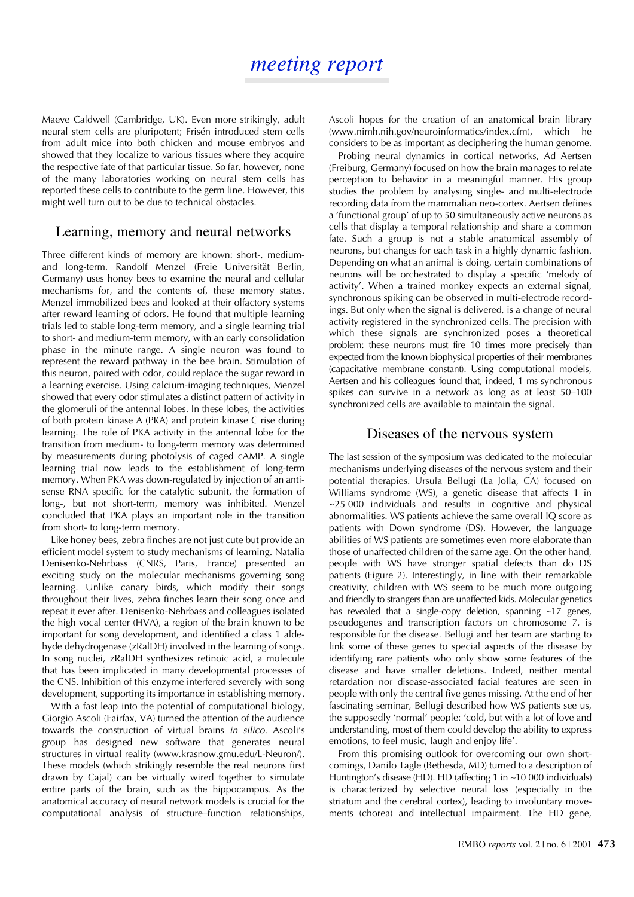Maeve Caldwell (Cambridge, UK). Even more strikingly, adult neural stem cells are pluripotent; Frisén introduced stem cells from adult mice into both chicken and mouse embryos and showed that they localize to various tissues where they acquire the respective fate of that particular tissue. So far, however, none of the many laboratories working on neural stem cells has reported these cells to contribute to the germ line. However, this might well turn out to be due to technical obstacles.

## Learning, memory and neural networks

Three different kinds of memory are known: short-, medium- and long-term. Randolf Menzel (Freie Universität Berlin, Germany) uses honey bees to examine the neural and cellular mechanisms for, and the contents of, these memory states. Menzel immobilized bees and looked at their olfactory systems after reward learning of odors. He found that multiple learning trials led to stable long-term memory, and a single learning trial to short- and medium-term memory, with an early consolidation phase in the minute range. A single neuron was found to represent the reward pathway in the bee brain. Stimulation of this neuron, paired with odor, could replace the sugar reward in a learning exercise. Using calcium-imaging techniques, Menzel showed that every odor stimulates a distinct pattern of activity in the glomeruli of the antennal lobes. In these lobes, the activities of both protein kinase A (PKA) and protein kinase C rise during learning. The role of PKA activity in the antennal lobe for the transition from medium- to long-term memory was determined by measurements during photolysis of caged cAMP. A single learning trial now leads to the establishment of long-term memory. When PKA was down-regulated by injection of an antisense RNA specific for the catalytic subunit, the formation of long-, but not short-term, memory was inhibited. Menzel concluded that PKA plays an important role in the transition from short- to long-term memory.

Like honey bees, zebra finches are not just cute but provide an efficient model system to study mechanisms of learning. Natalia Denisenko-Nehrbass (CNRS, Paris, France) presented an exciting study on the molecular mechanisms governing song learning. Unlike canary birds, which modify their songs throughout their lives, zebra finches learn their song once and repeat it ever after. Denisenko-Nehrbass and colleagues isolated the high vocal center (HVA), a region of the brain known to be important for song development, and identified a class 1 aldehyde dehydrogenase (zRalDH) involved in the learning of songs. In song nuclei, zRalDH synthesizes retinoic acid, a molecule that has been implicated in many developmental processes of the CNS. Inhibition of this enzyme interfered severely with song development, supporting its importance in establishing memory.

With a fast leap into the potential of computational biology, Giorgio Ascoli (Fairfax, VA) turned the attention of the audience towards the construction of virtual brains *in silico*. Ascoli's group has designed new software that generates neural structures in virtual reality (www.krasnow.gmu.edu/L-Neuron/). These models (which strikingly resemble the real neurons first drawn by Cajal) can be virtually wired together to simulate entire parts of the brain, such as the hippocampus. As the anatomical accuracy of neural network models is crucial for the computational analysis of structure–function relationships, Ascoli hopes for the creation of an anatomical brain library (www.nimh.nih.gov/neuroinformatics/index.cfm), which he considers to be as important as deciphering the human genome.

Probing neural dynamics in cortical networks, Ad Aertsen (Freiburg, Germany) focused on how the brain manages to relate perception to behavior in a meaningful manner. His group studies the problem by analysing single- and multi-electrode recording data from the mammalian neo-cortex. Aertsen defines a 'functional group' of up to 50 simultaneously active neurons as cells that display a temporal relationship and share a common fate. Such a group is not a stable anatomical assembly of neurons, but changes for each task in a highly dynamic fashion. Depending on what an animal is doing, certain combinations of neurons will be orchestrated to display a specific 'melody of activity'. When a trained monkey expects an external signal, synchronous spiking can be observed in multi-electrode recordings. But only when the signal is delivered, is a change of neural activity registered in the synchronized cells. The precision with which these signals are synchronized poses a theoretical problem: these neurons must fire 10 times more precisely than expected from the known biophysical properties of their membranes (capacitative membrane constant). Using computational models, Aertsen and his colleagues found that, indeed, 1 ms synchronous spikes can survive in a network as long as at least 50–100 synchronized cells are available to maintain the signal.

## Diseases of the nervous system

The last session of the symposium was dedicated to the molecular mechanisms underlying diseases of the nervous system and their potential therapies. Ursula Bellugi (La Jolla, CA) focused on Williams syndrome (WS), a genetic disease that affects 1 in ~25 000 individuals and results in cognitive and physical abnormalities. WS patients achieve the same overall IQ score as patients with Down syndrome (DS). However, the language abilities of WS patients are sometimes even more elaborate than those of unaffected children of the same age. On the other hand, people with WS have stronger spatial defects than do DS patients (Figure 2). Interestingly, in line with their remarkable creativity, children with WS seem to be much more outgoing and friendly to strangers than are unaffected kids. Molecular genetics has revealed that a single-copy deletion, spanning ~17 genes, pseudogenes and transcription factors on chromosome 7, is responsible for the disease. Bellugi and her team are starting to link some of these genes to special aspects of the disease by identifying rare patients who only show some features of the disease and have smaller deletions. Indeed, neither mental retardation nor disease-associated facial features are seen in people with only the central five genes missing. At the end of her fascinating seminar, Bellugi described how WS patients see us, the supposedly 'normal' people: 'cold, but with a lot of love and understanding, most of them could develop the ability to express emotions, to feel music, laugh and enjoy life'.

From this promising outlook for overcoming our own shortcomings, Danilo Tagle (Bethesda, MD) turned to a description of Huntington's disease (HD). HD (affecting 1 in ~10 000 individuals) is characterized by selective neural loss (especially in the striatum and the cerebral cortex), leading to involuntary movements (chorea) and intellectual impairment. The HD gene,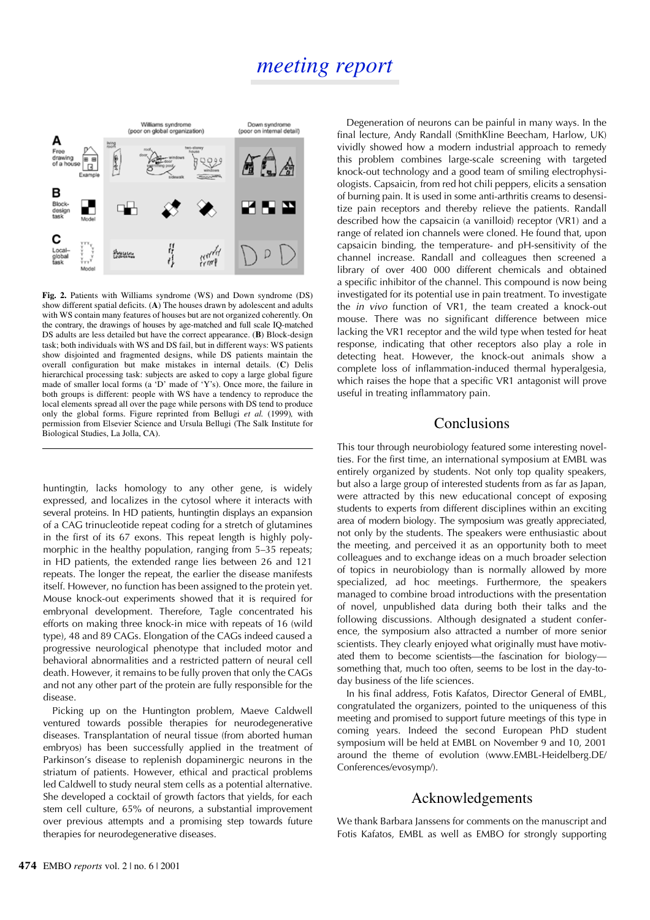**Fig. 2.** Patients with Williams syndrome (WS) and Down syndrome (DS) show different spatial deficits. (**A**) The houses drawn by adolescent and adults with WS contain many features of houses but are not organized coherently. On the contrary, the drawings of houses by age-matched and full scale IQ-matched DS adults are less detailed but have the correct appearance. (**B**) Block-design task; both individuals with WS and DS fail, but in different ways: WS patients show disjointed and fragmented designs, while DS patients maintain the overall configuration but make mistakes in internal details. (**C**) Delis hierarchical processing task: subjects are asked to copy a large global figure made of smaller local forms (a 'D' made of 'Y's). Once more, the failure in both groups is different: people with WS have a tendency to reproduce the local elements spread all over the page while persons with DS tend to produce only the global forms. Figure reprinted from Bellugi *et al.* (1999), with permission from Elsevier Science and Ursula Bellugi (The Salk Institute for Biological Studies, La Jolla, CA).

huntingtin, lacks homology to any other gene, is widely expressed, and localizes in the cytosol where it interacts with several proteins. In HD patients, huntingtin displays an expansion of a CAG trinucleotide repeat coding for a stretch of glutamines in the first of its 67 exons. This repeat length is highly polymorphic in the healthy population, ranging from 5–35 repeats; in HD patients, the extended range lies between 26 and 121 repeats. The longer the repeat, the earlier the disease manifests itself. However, no function has been assigned to the protein yet. Mouse knock-out experiments showed that it is required for embryonal development. Therefore, Tagle concentrated his efforts on making three knock-in mice with repeats of 16 (wild type), 48 and 89 CAGs. Elongation of the CAGs indeed caused a progressive neurological phenotype that included motor and behavioral abnormalities and a restricted pattern of neural cell death. However, it remains to be fully proven that only the CAGs and not any other part of the protein are fully responsible for the disease.

Picking up on the Huntington problem, Maeve Caldwell ventured towards possible therapies for neurodegenerative diseases. Transplantation of neural tissue (from aborted human embryos) has been successfully applied in the treatment of Parkinson's disease to replenish dopaminergic neurons in the striatum of patients. However, ethical and practical problems led Caldwell to study neural stem cells as a potential alternative. She developed a cocktail of growth factors that yields, for each stem cell culture, 65% of neurons, a substantial improvement over previous attempts and a promising step towards future therapies for neurodegenerative diseases.

Degeneration of neurons can be painful in many ways. In the final lecture, Andy Randall (SmithKline Beecham, Harlow, UK) vividly showed how a modern industrial approach to remedy this problem combines large-scale screening with targeted knock-out technology and a good team of smiling electrophysiologists. Capsaicin, from red hot chili peppers, elicits a sensation of burning pain. It is used in some anti-arthritis creams to desensitize pain receptors and thereby relieve the patients. Randall described how the capsaicin (a vanilloid) receptor (VR1) and a range of related ion channels were cloned. He found that, upon capsaicin binding, the temperature- and pH-sensitivity of the channel increase. Randall and colleagues then screened a library of over 400 000 different chemicals and obtained a specific inhibitor of the channel. This compound is now being investigated for its potential use in pain treatment. To investigate the *in vivo* function of VR1, the team created a knock-out mouse. There was no significant difference between mice lacking the VR1 receptor and the wild type when tested for heat response, indicating that other receptors also play a role in detecting heat. However, the knock-out animals show a complete loss of inflammation-induced thermal hyperalgesia, which raises the hope that a specific VR1 antagonist will prove useful in treating inflammatory pain.

## Conclusions

This tour through neurobiology featured some interesting novelties. For the first time, an international symposium at EMBL was entirely organized by students. Not only top quality speakers, but also a large group of interested students from as far as Japan, were attracted by this new educational concept of exposing students to experts from different disciplines within an exciting area of modern biology. The symposium was greatly appreciated, not only by the students. The speakers were enthusiastic about the meeting, and perceived it as an opportunity both to meet colleagues and to exchange ideas on a much broader selection of topics in neurobiology than is normally allowed by more specialized, ad hoc meetings. Furthermore, the speakers managed to combine broad introductions with the presentation of novel, unpublished data during both their talks and the following discussions. Although designated a student conference, the symposium also attracted a number of more senior scientists. They clearly enjoyed what originally must have motivated them to become scientists—the fascination for biology—something that, much too often, seems to be lost in the day-to-day business of the life sciences.

In his final address, Fotis Kafatos, Director General of EMBL, congratulated the organizers, pointed to the uniqueness of this meeting and promised to support future meetings of this type in coming years. Indeed the second European PhD student symposium will be held at EMBL on November 9 and 10, 2001 around the theme of evolution (www.EMBL-Heidelberg.DE/Conferences/evosymp/).

## Acknowledgements

We thank Barbara Janssens for comments on the manuscript and Fotis Kafatos, EMBL as well as EMBO for strongly supporting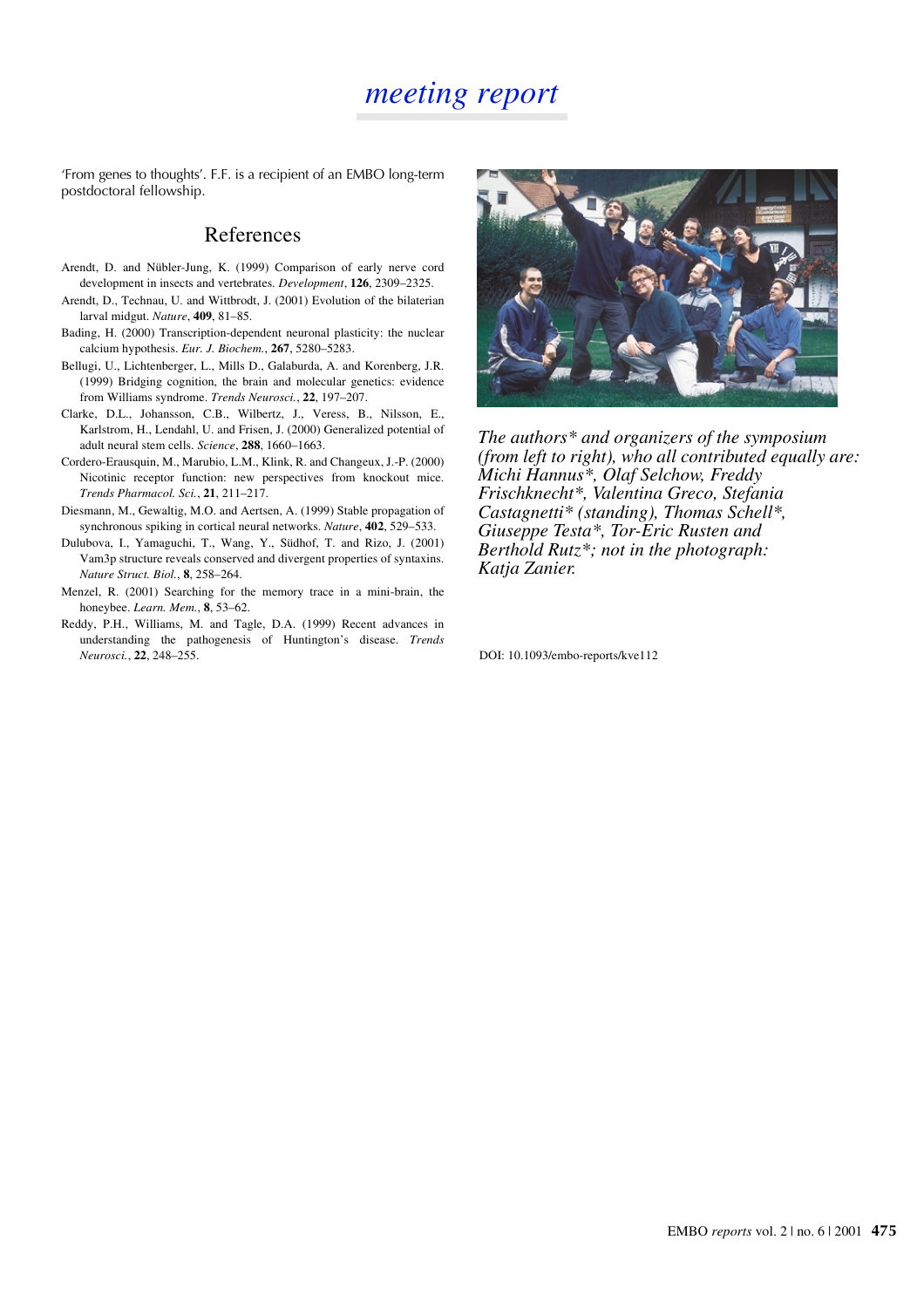'From genes to thoughts'. F.F. is a recipient of an EMBO long-term postdoctoral fellowship.

## References

Arendt, D. and Nübler-Jung, K. (1999) Comparison of early nerve cord development in insects and vertebrates. *Development*, **126**, 2309–2325.

Arendt, D., Technau, U. and Wittbrodt, J. (2001) Evolution of the bilaterian larval midgut. *Nature*, **409**, 81–85.

Bading, H. (2000) Transcription-dependent neuronal plasticity: the nuclear calcium hypothesis. *Eur. J. Biochem.*, **267**, 5280–5283.

Bellugi, U., Lichtenberger, L., Mills D., Galaburda, A. and Korenberg, J.R. (1999) Bridging cognition, the brain and molecular genetics: evidence from Williams syndrome. *Trends Neurosci.*, **22**, 197–207.

Clarke, D.L., Johansson, C.B., Wilbertz, J., Veress, B., Nilsson, E., Karlstrom, H., Lendahl, U. and Frisen, J. (2000) Generalized potential of adult neural stem cells. *Science*, **288**, 1660–1663.

Cordero-Erausquin, M., Marubio, L.M., Klink, R. and Changeux, J.-P. (2000) Nicotinic receptor function: new perspectives from knockout mice. *Trends Pharmacol. Sci.*, **21**, 211–217.

Diesmann, M., Gewaltig, M.O. and Aertsen, A. (1999) Stable propagation of synchronous spiking in cortical neural networks. *Nature*, **402**, 529–533.

Dulubova, I., Yamaguchi, T., Wang, Y., Südhof, T. and Rizo, J. (2001) Vam3p structure reveals conserved and divergent properties of syntaxins. *Nature Struct. Biol.*, **8**, 258–264.

Menzel, R. (2001) Searching for the memory trace in a mini-brain, the honeybee. *Learn. Mem.*, **8**, 53–62.

Reddy, P.H., Williams, M. and Tagle, D.A. (1999) Recent advances in understanding the pathogenesis of Huntington's disease. *Trends Neurosci.*, **22**, 248–255.

*The authors* and organizers of the symposium (from left to right), who all contributed equally are: Michi Hannus*, Olaf Selchow, Freddy Frischknecht*, Valentina Greco, Stefania Castagnetti* (standing), Thomas Schell*, Giuseppe Testa*, Tor-Eric Rusten and Berthold Rutz*; not in the photograph: Katja Zanier.*

DOI: 10.1093/embo-reports/kve112